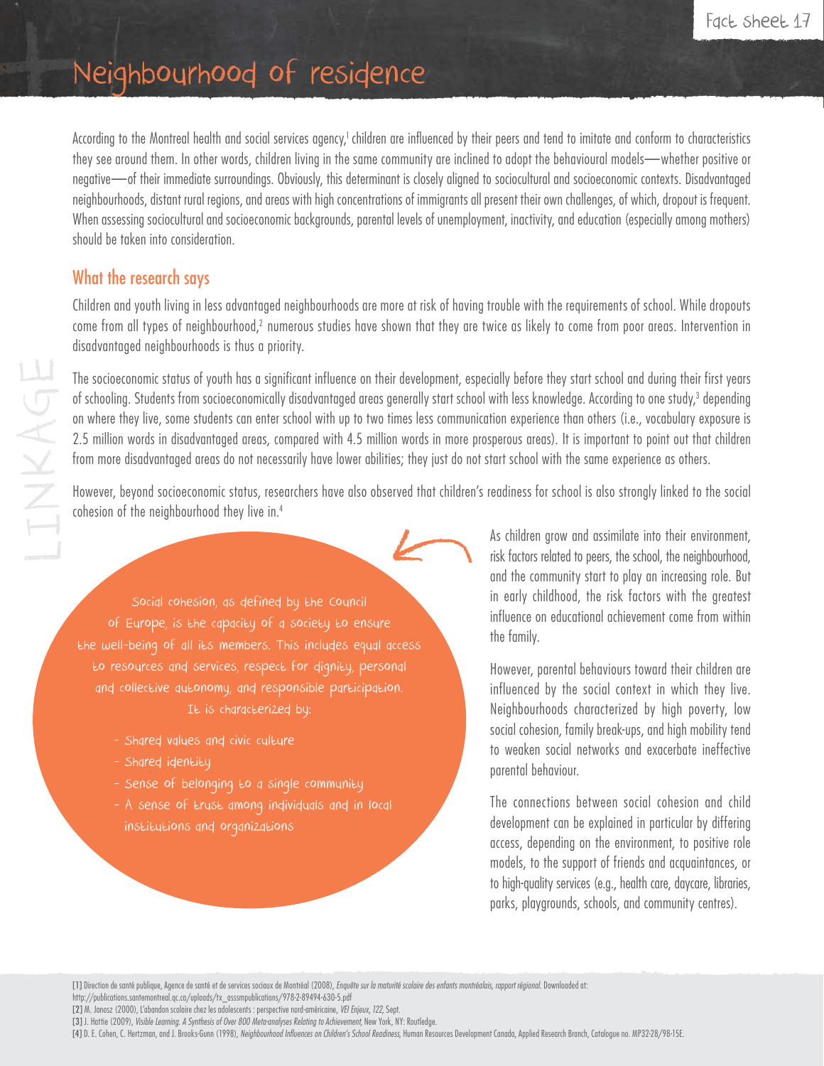# Neighbourhood of residence

According to the Montreal health and social services agency,[1] children are influenced by their peers and tend to imitate and conform to characteristics they see around them. In other words, children living in the same community are inclined to adopt the behavioural models—whether positive or negative—of their immediate surroundings. Obviously, this determinant is closely aligned to sociocultural and socioeconomic contexts. Disadvantaged neighbourhoods, distant rural regions, and areas with high concentrations of immigrants all present their own challenges, of which, dropout is frequent. When assessing sociocultural and socioeconomic backgrounds, parental levels of unemployment, inactivity, and education (especially among mothers) should be taken into consideration.

## What the research says

Children and youth living in less advantaged neighbourhoods are more at risk of having trouble with the requirements of school. While dropouts come from all types of neighbourhood,[2] numerous studies have shown that they are twice as likely to come from poor areas. Intervention in disadvantaged neighbourhoods is thus a priority.

The socioeconomic status of youth has a significant influence on their development, especially before they start school and during their first years of schooling. Students from socioeconomically disadvantaged areas generally start school with less knowledge. According to one study,[3] depending on where they live, some students can enter school with up to two times less communication experience than others (i.e., vocabulary exposure is 2.5 million words in disadvantaged areas, compared with 4.5 million words in more prosperous areas). It is important to point out that children from more disadvantaged areas do not necessarily have lower abilities; they just do not start school with the same experience as others.

However, beyond socioeconomic status, researchers have also observed that children's readiness for school is also strongly linked to the social cohesion of the neighbourhood they live in.[4]

> Social cohesion, as defined by the Council of Europe, is the capacity of a society to ensure the well-being of all its members. This includes equal access to resources and services, respect for dignity, personal and collective autonomy, and responsible participation. It is characterized by:
>
> - Shared values and civic culture
> - Shared identity
> - Sense of belonging to a single community
> - A sense of trust among individuals and in local institutions and organizations

As children grow and assimilate into their environment, risk factors related to peers, the school, the neighbourhood, and the community start to play an increasing role. But in early childhood, the risk factors with the greatest influence on educational achievement come from within the family.

However, parental behaviours toward their children are influenced by the social context in which they live. Neighbourhoods characterized by high poverty, low social cohesion, family break-ups, and high mobility tend to weaken social networks and exacerbate ineffective parental behaviour.

The connections between social cohesion and child development can be explained in particular by differing access, depending on the environment, to positive role models, to the support of friends and acquaintances, or to high-quality services (e.g., health care, daycare, libraries, parks, playgrounds, schools, and community centres).

---

[1] Direction de santé publique, Agence de santé et de services sociaux de Montréal (2008), *Enquête sur la maturité scolaire des enfants montréalais, rapport régional.* Downloaded at: http://publications.santemontreal.qc.ca/uploads/tx_asssmpublications/978-2-89494-630-5.pdf

[2] M. Janosz (2000), L'abandon scolaire chez les adolescents : perspective nord-américaine, *VEI Enjeux, 122,* Sept.

[3] J. Hattie (2009), *Visible Learning. A Synthesis of Over 800 Meta-analyses Relating to Achievement,* New York, NY: Routledge.

[4] D. E. Cohen, C. Hertzman, and J. Brooks-Gunn (1998), *Neighbourhood Influences on Children's School Readiness,* Human Resources Development Canada, Applied Research Branch, Catalogue no. MP32-28/98-15E.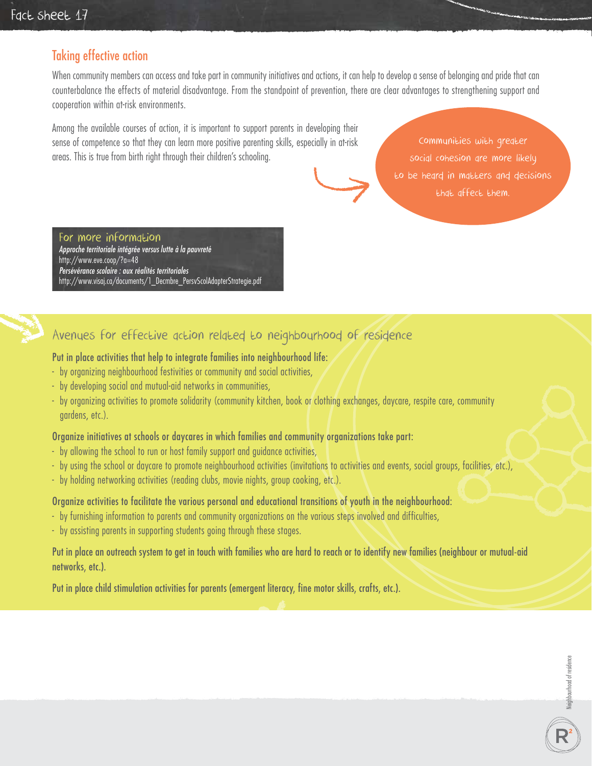## Taking effective action

When community members can access and take part in community initiatives and actions, it can help to develop a sense of belonging and pride that can counterbalance the effects of material disadvantage. From the standpoint of prevention, there are clear advantages to strengthening support and cooperation within at-risk environments.

Among the available courses of action, it is important to support parents in developing their sense of competence so that they can learn more positive parenting skills, especially in at-risk areas. This is true from birth right through their children's schooling.

Communities with greater social cohesion are more likely to be heard in matters and decisions that affect them.

### For more information

*Approche territoriale intégrée versus lutte à la pauvreté*
http://www.eve.coop/?a=48
*Persévérance scolaire : aux réalités territoriales*
http://www.visaj.ca/documents/1_Decmbre_PersvScolAdapterStrategie.pdf

## Avenues for effective action related to neighbourhood of residence

**Put in place activities that help to integrate families into neighbourhood life:**

- by organizing neighbourhood festivities or community and social activities,
- by developing social and mutual-aid networks in communities,
- by organizing activities to promote solidarity (community kitchen, book or clothing exchanges, daycare, respite care, community gardens, etc.).

**Organize initiatives at schools or daycares in which families and community organizations take part:**

- by allowing the school to run or host family support and guidance activities,
- by using the school or daycare to promote neighbourhood activities (invitations to activities and events, social groups, facilities, etc.),
- by holding networking activities (reading clubs, movie nights, group cooking, etc.).

**Organize activities to facilitate the various personal and educational transitions of youth in the neighbourhood:**

- by furnishing information to parents and community organizations on the various steps involved and difficulties,
- by assisting parents in supporting students going through these stages.

**Put in place an outreach system to get in touch with families who are hard to reach or to identify new families (neighbour or mutual-aid networks, etc.).**

**Put in place child stimulation activities for parents (emergent literacy, fine motor skills, crafts, etc.).**